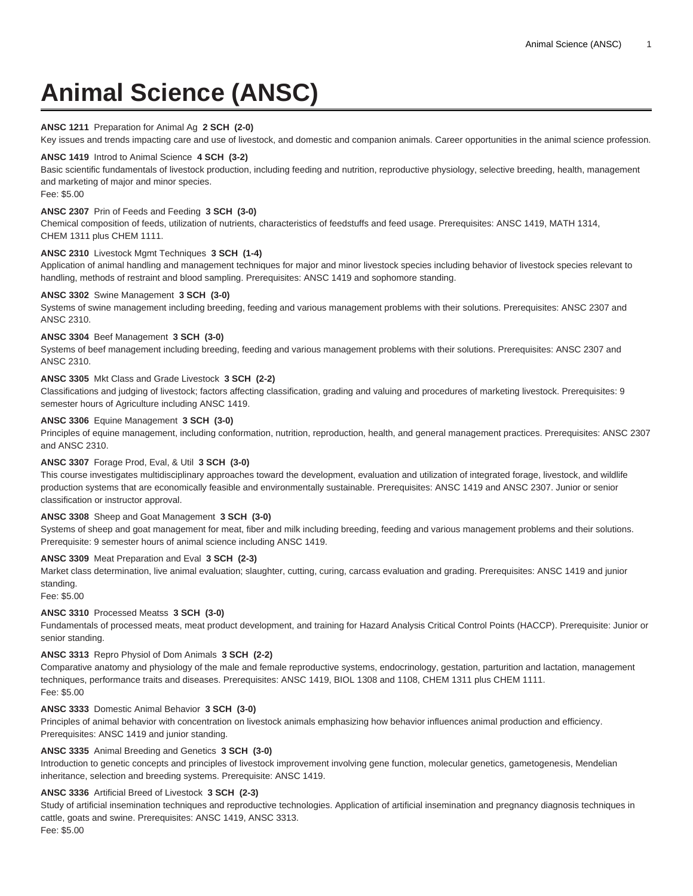# Animal Science (ANSC)

**ANSC 1211** Preparation for Animal Ag **2 SCH (2-0)**
Key issues and trends impacting care and use of livestock, and domestic and companion animals. Career opportunities in the animal science profession.

**ANSC 1419** Introd to Animal Science **4 SCH (3-2)**
Basic scientific fundamentals of livestock production, including feeding and nutrition, reproductive physiology, selective breeding, health, management and marketing of major and minor species.
Fee: $5.00

**ANSC 2307** Prin of Feeds and Feeding **3 SCH (3-0)**
Chemical composition of feeds, utilization of nutrients, characteristics of feedstuffs and feed usage. Prerequisites: ANSC 1419, MATH 1314, CHEM 1311 plus CHEM 1111.

**ANSC 2310** Livestock Mgmt Techniques **3 SCH (1-4)**
Application of animal handling and management techniques for major and minor livestock species including behavior of livestock species relevant to handling, methods of restraint and blood sampling. Prerequisites: ANSC 1419 and sophomore standing.

**ANSC 3302** Swine Management **3 SCH (3-0)**
Systems of swine management including breeding, feeding and various management problems with their solutions. Prerequisites: ANSC 2307 and ANSC 2310.

**ANSC 3304** Beef Management **3 SCH (3-0)**
Systems of beef management including breeding, feeding and various management problems with their solutions. Prerequisites: ANSC 2307 and ANSC 2310.

**ANSC 3305** Mkt Class and Grade Livestock **3 SCH (2-2)**
Classifications and judging of livestock; factors affecting classification, grading and valuing and procedures of marketing livestock. Prerequisites: 9 semester hours of Agriculture including ANSC 1419.

**ANSC 3306** Equine Management **3 SCH (3-0)**
Principles of equine management, including conformation, nutrition, reproduction, health, and general management practices. Prerequisites: ANSC 2307 and ANSC 2310.

**ANSC 3307** Forage Prod, Eval, & Util **3 SCH (3-0)**
This course investigates multidisciplinary approaches toward the development, evaluation and utilization of integrated forage, livestock, and wildlife production systems that are economically feasible and environmentally sustainable. Prerequisites: ANSC 1419 and ANSC 2307. Junior or senior classification or instructor approval.

**ANSC 3308** Sheep and Goat Management **3 SCH (3-0)**
Systems of sheep and goat management for meat, fiber and milk including breeding, feeding and various management problems and their solutions. Prerequisite: 9 semester hours of animal science including ANSC 1419.

**ANSC 3309** Meat Preparation and Eval **3 SCH (2-3)**
Market class determination, live animal evaluation; slaughter, cutting, curing, carcass evaluation and grading. Prerequisites: ANSC 1419 and junior standing.
Fee: $5.00

**ANSC 3310** Processed Meatss **3 SCH (3-0)**
Fundamentals of processed meats, meat product development, and training for Hazard Analysis Critical Control Points (HACCP). Prerequisite: Junior or senior standing.

**ANSC 3313** Repro Physiol of Dom Animals **3 SCH (2-2)**
Comparative anatomy and physiology of the male and female reproductive systems, endocrinology, gestation, parturition and lactation, management techniques, performance traits and diseases. Prerequisites: ANSC 1419, BIOL 1308 and 1108, CHEM 1311 plus CHEM 1111.
Fee: $5.00

**ANSC 3333** Domestic Animal Behavior **3 SCH (3-0)**
Principles of animal behavior with concentration on livestock animals emphasizing how behavior influences animal production and efficiency. Prerequisites: ANSC 1419 and junior standing.

**ANSC 3335** Animal Breeding and Genetics **3 SCH (3-0)**
Introduction to genetic concepts and principles of livestock improvement involving gene function, molecular genetics, gametogenesis, Mendelian inheritance, selection and breeding systems. Prerequisite: ANSC 1419.

**ANSC 3336** Artificial Breed of Livestock **3 SCH (2-3)**
Study of artificial insemination techniques and reproductive technologies. Application of artificial insemination and pregnancy diagnosis techniques in cattle, goats and swine. Prerequisites: ANSC 1419, ANSC 3313.
Fee: $5.00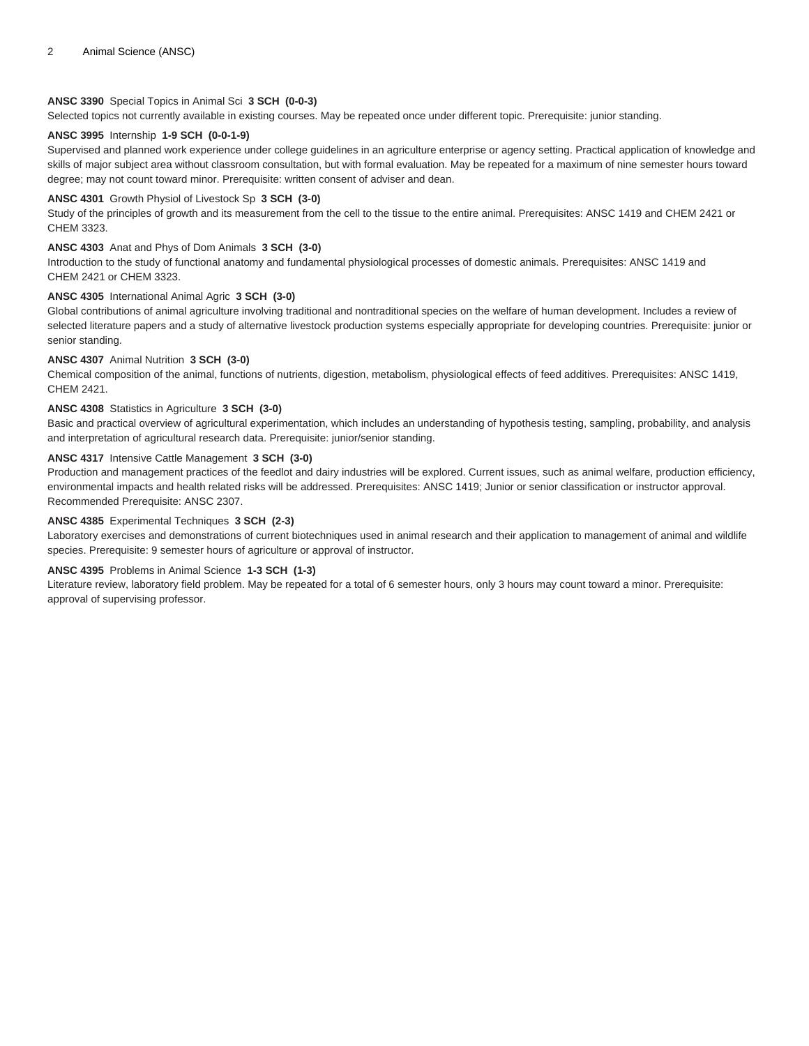**ANSC 3390** Special Topics in Animal Sci **3 SCH (0-0-3)**
Selected topics not currently available in existing courses. May be repeated once under different topic. Prerequisite: junior standing.

**ANSC 3995** Internship **1-9 SCH (0-0-1-9)**
Supervised and planned work experience under college guidelines in an agriculture enterprise or agency setting. Practical application of knowledge and skills of major subject area without classroom consultation, but with formal evaluation. May be repeated for a maximum of nine semester hours toward degree; may not count toward minor. Prerequisite: written consent of adviser and dean.

**ANSC 4301** Growth Physiol of Livestock Sp **3 SCH (3-0)**
Study of the principles of growth and its measurement from the cell to the tissue to the entire animal. Prerequisites: ANSC 1419 and CHEM 2421 or CHEM 3323.

**ANSC 4303** Anat and Phys of Dom Animals **3 SCH (3-0)**
Introduction to the study of functional anatomy and fundamental physiological processes of domestic animals. Prerequisites: ANSC 1419 and CHEM 2421 or CHEM 3323.

**ANSC 4305** International Animal Agric **3 SCH (3-0)**
Global contributions of animal agriculture involving traditional and nontraditional species on the welfare of human development. Includes a review of selected literature papers and a study of alternative livestock production systems especially appropriate for developing countries. Prerequisite: junior or senior standing.

**ANSC 4307** Animal Nutrition **3 SCH (3-0)**
Chemical composition of the animal, functions of nutrients, digestion, metabolism, physiological effects of feed additives. Prerequisites: ANSC 1419, CHEM 2421.

**ANSC 4308** Statistics in Agriculture **3 SCH (3-0)**
Basic and practical overview of agricultural experimentation, which includes an understanding of hypothesis testing, sampling, probability, and analysis and interpretation of agricultural research data. Prerequisite: junior/senior standing.

**ANSC 4317** Intensive Cattle Management **3 SCH (3-0)**
Production and management practices of the feedlot and dairy industries will be explored. Current issues, such as animal welfare, production efficiency, environmental impacts and health related risks will be addressed. Prerequisites: ANSC 1419; Junior or senior classification or instructor approval. Recommended Prerequisite: ANSC 2307.

**ANSC 4385** Experimental Techniques **3 SCH (2-3)**
Laboratory exercises and demonstrations of current biotechniques used in animal research and their application to management of animal and wildlife species. Prerequisite: 9 semester hours of agriculture or approval of instructor.

**ANSC 4395** Problems in Animal Science **1-3 SCH (1-3)**
Literature review, laboratory field problem. May be repeated for a total of 6 semester hours, only 3 hours may count toward a minor. Prerequisite: approval of supervising professor.